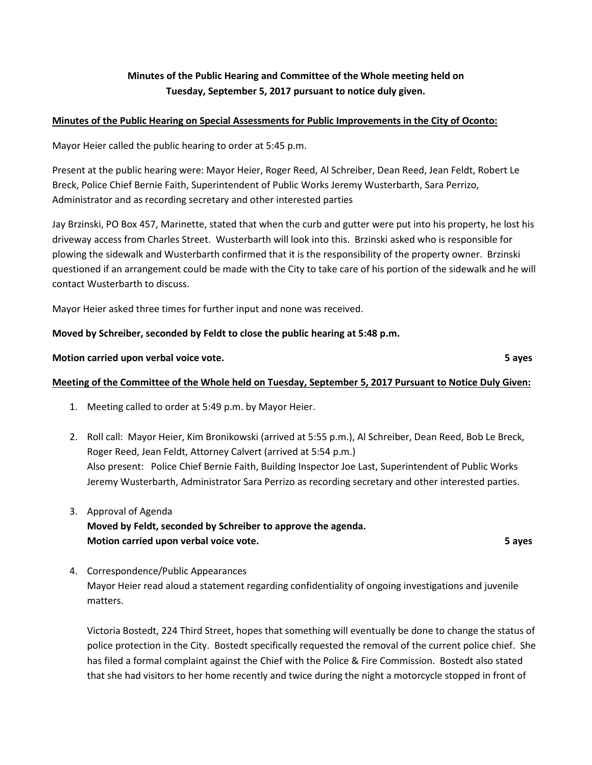**Minutes of the Public Hearing and Committee of the Whole meeting held on Tuesday, September 5, 2017 pursuant to notice duly given.**

**Minutes of the Public Hearing on Special Assessments for Public Improvements in the City of Oconto:**

Mayor Heier called the public hearing to order at 5:45 p.m.

Present at the public hearing were: Mayor Heier, Roger Reed, Al Schreiber, Dean Reed, Jean Feldt, Robert Le Breck, Police Chief Bernie Faith, Superintendent of Public Works Jeremy Wusterbarth, Sara Perrizo, Administrator and as recording secretary and other interested parties

Jay Brzinski, PO Box 457, Marinette, stated that when the curb and gutter were put into his property, he lost his driveway access from Charles Street. Wusterbarth will look into this. Brzinski asked who is responsible for plowing the sidewalk and Wusterbarth confirmed that it is the responsibility of the property owner. Brzinski questioned if an arrangement could be made with the City to take care of his portion of the sidewalk and he will contact Wusterbarth to discuss.

Mayor Heier asked three times for further input and none was received.

**Moved by Schreiber, seconded by Feldt to close the public hearing at 5:48 p.m.**

**Motion carried upon verbal voice vote. 5 ayes**

**Meeting of the Committee of the Whole held on Tuesday, September 5, 2017 Pursuant to Notice Duly Given:**

1. Meeting called to order at 5:49 p.m. by Mayor Heier.

2. Roll call: Mayor Heier, Kim Bronikowski (arrived at 5:55 p.m.), Al Schreiber, Dean Reed, Bob Le Breck, Roger Reed, Jean Feldt, Attorney Calvert (arrived at 5:54 p.m.)
   Also present: Police Chief Bernie Faith, Building Inspector Joe Last, Superintendent of Public Works Jeremy Wusterbarth, Administrator Sara Perrizo as recording secretary and other interested parties.

3. Approval of Agenda
   **Moved by Feldt, seconded by Schreiber to approve the agenda.**
   **Motion carried upon verbal voice vote. 5 ayes**

4. Correspondence/Public Appearances
   Mayor Heier read aloud a statement regarding confidentiality of ongoing investigations and juvenile matters.

   Victoria Bostedt, 224 Third Street, hopes that something will eventually be done to change the status of police protection in the City. Bostedt specifically requested the removal of the current police chief. She has filed a formal complaint against the Chief with the Police & Fire Commission. Bostedt also stated that she had visitors to her home recently and twice during the night a motorcycle stopped in front of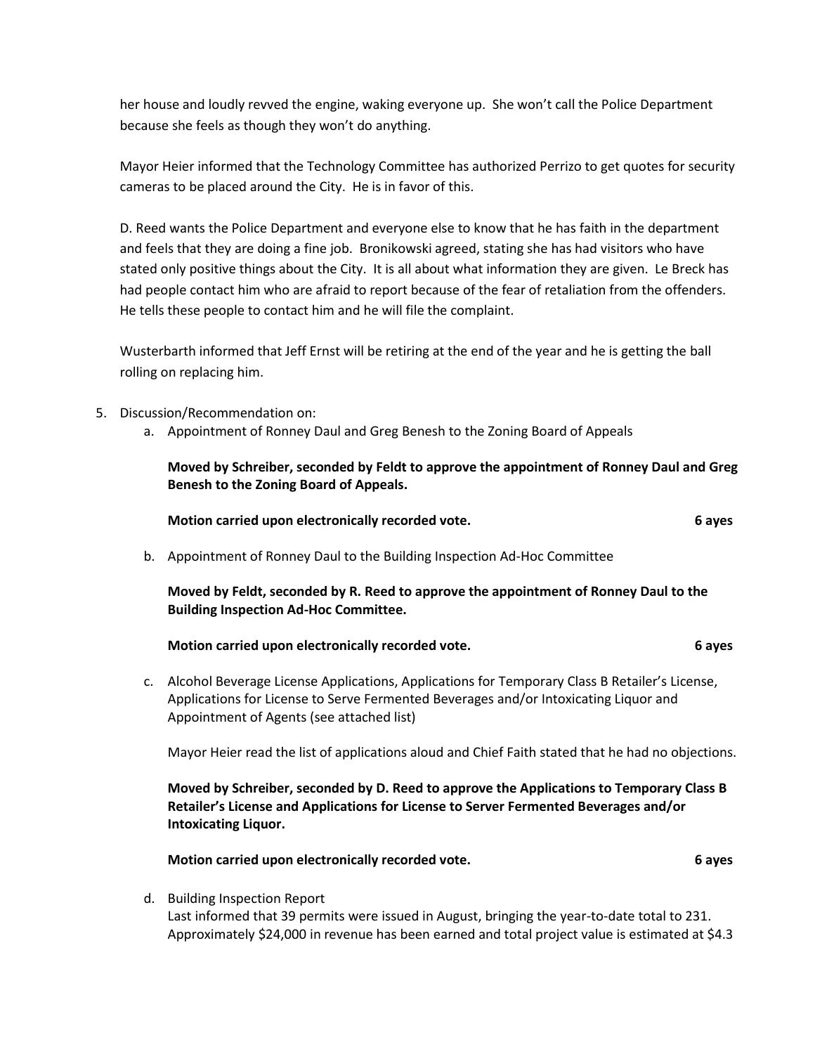her house and loudly revved the engine, waking everyone up. She won't call the Police Department because she feels as though they won't do anything.

Mayor Heier informed that the Technology Committee has authorized Perrizo to get quotes for security cameras to be placed around the City. He is in favor of this.

D. Reed wants the Police Department and everyone else to know that he has faith in the department and feels that they are doing a fine job. Bronikowski agreed, stating she has had visitors who have stated only positive things about the City. It is all about what information they are given. Le Breck has had people contact him who are afraid to report because of the fear of retaliation from the offenders. He tells these people to contact him and he will file the complaint.

Wusterbarth informed that Jeff Ernst will be retiring at the end of the year and he is getting the ball rolling on replacing him.

5. Discussion/Recommendation on:
   a. Appointment of Ronney Daul and Greg Benesh to the Zoning Board of Appeals

      **Moved by Schreiber, seconded by Feldt to approve the appointment of Ronney Daul and Greg Benesh to the Zoning Board of Appeals.**

      **Motion carried upon electronically recorded vote. 6 ayes**

   b. Appointment of Ronney Daul to the Building Inspection Ad-Hoc Committee

      **Moved by Feldt, seconded by R. Reed to approve the appointment of Ronney Daul to the Building Inspection Ad-Hoc Committee.**

      **Motion carried upon electronically recorded vote. 6 ayes**

   c. Alcohol Beverage License Applications, Applications for Temporary Class B Retailer's License, Applications for License to Serve Fermented Beverages and/or Intoxicating Liquor and Appointment of Agents (see attached list)

      Mayor Heier read the list of applications aloud and Chief Faith stated that he had no objections.

      **Moved by Schreiber, seconded by D. Reed to approve the Applications to Temporary Class B Retailer's License and Applications for License to Server Fermented Beverages and/or Intoxicating Liquor.**

      **Motion carried upon electronically recorded vote. 6 ayes**

   d. Building Inspection Report
      Last informed that 39 permits were issued in August, bringing the year-to-date total to 231. Approximately $24,000 in revenue has been earned and total project value is estimated at $4.3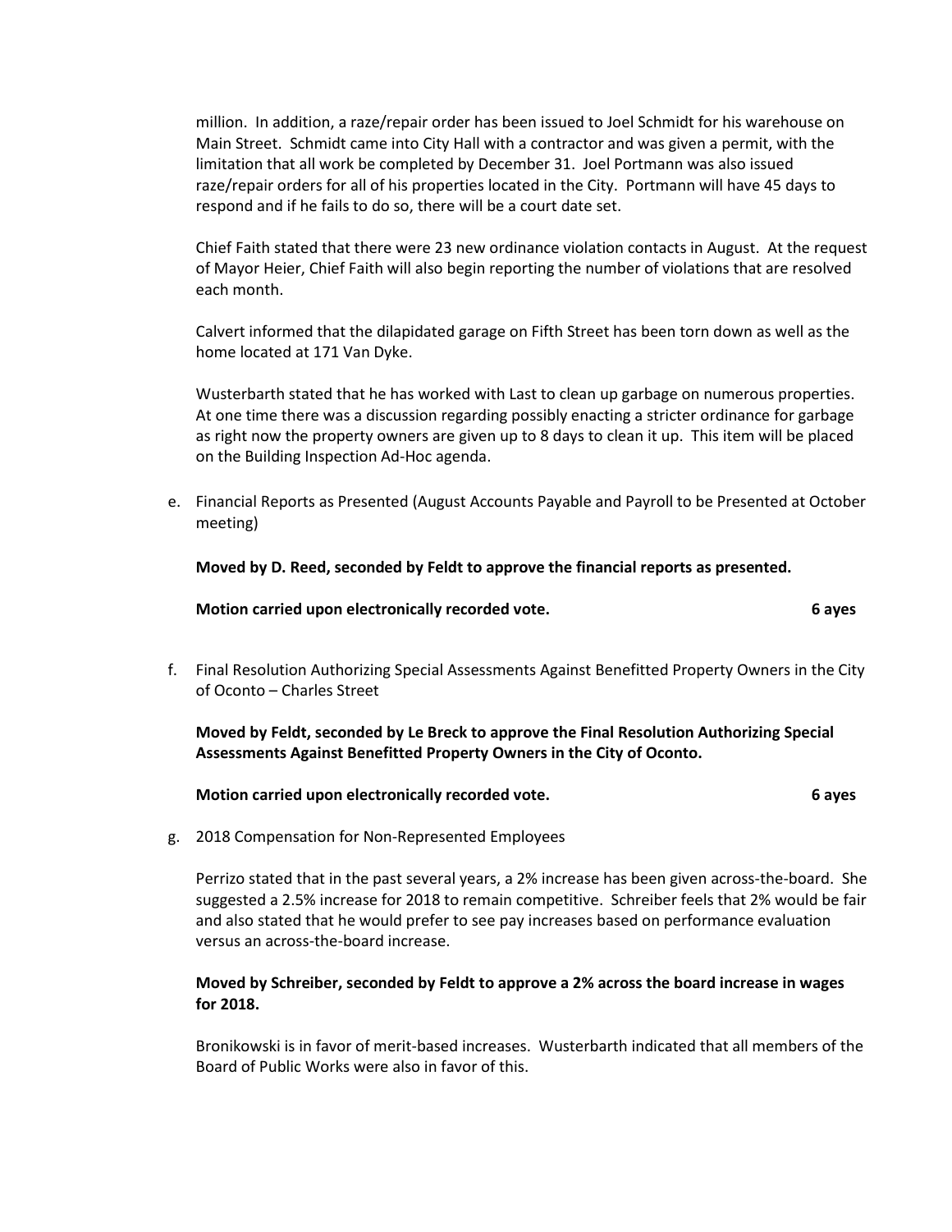million. In addition, a raze/repair order has been issued to Joel Schmidt for his warehouse on Main Street. Schmidt came into City Hall with a contractor and was given a permit, with the limitation that all work be completed by December 31. Joel Portmann was also issued raze/repair orders for all of his properties located in the City. Portmann will have 45 days to respond and if he fails to do so, there will be a court date set.

Chief Faith stated that there were 23 new ordinance violation contacts in August. At the request of Mayor Heier, Chief Faith will also begin reporting the number of violations that are resolved each month.

Calvert informed that the dilapidated garage on Fifth Street has been torn down as well as the home located at 171 Van Dyke.

Wusterbarth stated that he has worked with Last to clean up garbage on numerous properties. At one time there was a discussion regarding possibly enacting a stricter ordinance for garbage as right now the property owners are given up to 8 days to clean it up. This item will be placed on the Building Inspection Ad-Hoc agenda.

e. Financial Reports as Presented (August Accounts Payable and Payroll to be Presented at October meeting)

**Moved by D. Reed, seconded by Feldt to approve the financial reports as presented.**

**Motion carried upon electronically recorded vote. 6 ayes**

f. Final Resolution Authorizing Special Assessments Against Benefitted Property Owners in the City of Oconto – Charles Street

**Moved by Feldt, seconded by Le Breck to approve the Final Resolution Authorizing Special Assessments Against Benefitted Property Owners in the City of Oconto.**

**Motion carried upon electronically recorded vote. 6 ayes**

g. 2018 Compensation for Non-Represented Employees

Perrizo stated that in the past several years, a 2% increase has been given across-the-board. She suggested a 2.5% increase for 2018 to remain competitive. Schreiber feels that 2% would be fair and also stated that he would prefer to see pay increases based on performance evaluation versus an across-the-board increase.

**Moved by Schreiber, seconded by Feldt to approve a 2% across the board increase in wages for 2018.**

Bronikowski is in favor of merit-based increases. Wusterbarth indicated that all members of the Board of Public Works were also in favor of this.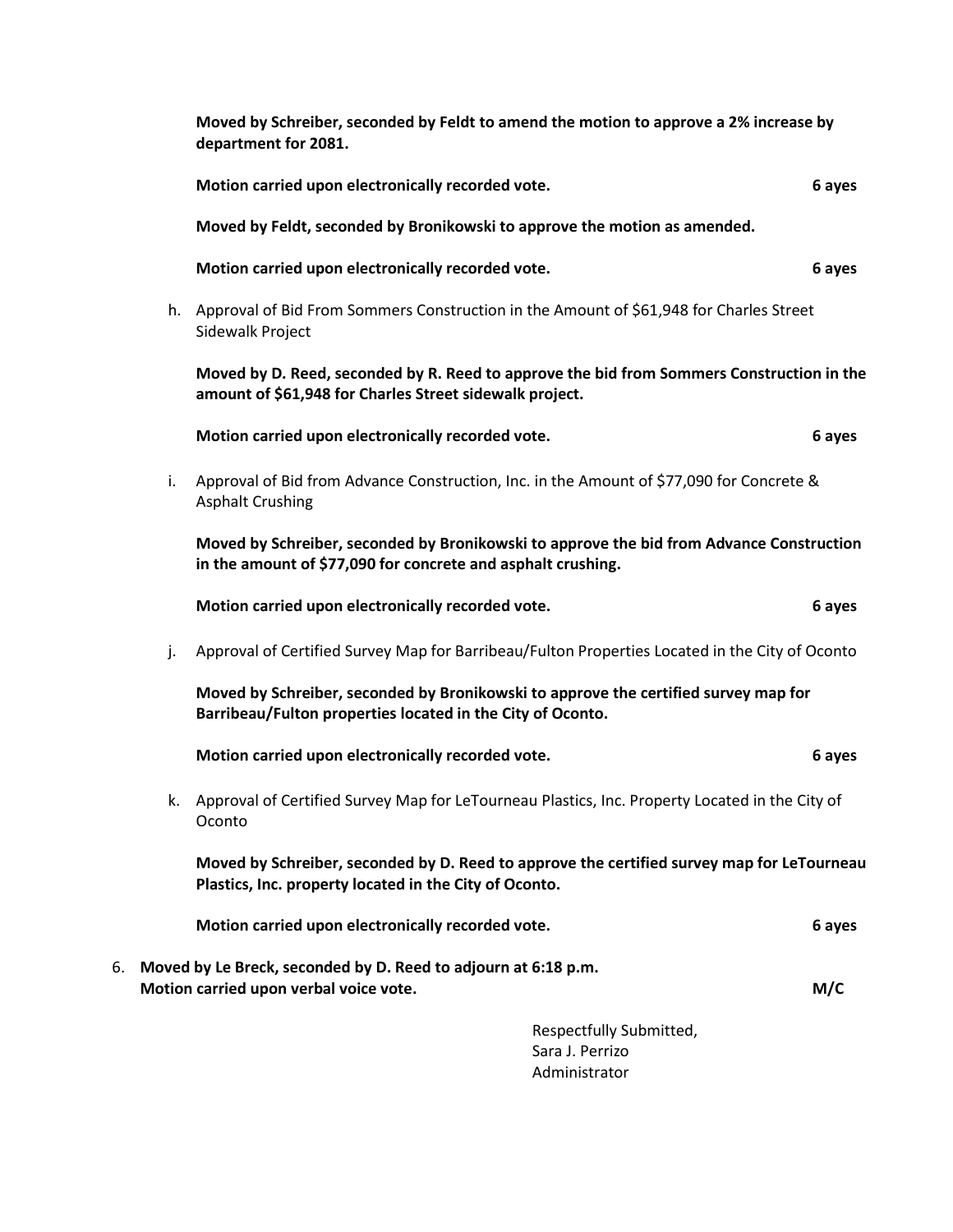**Moved by Schreiber, seconded by Feldt to amend the motion to approve a 2% increase by department for 2081.**

**Motion carried upon electronically recorded vote.** **6 ayes**

**Moved by Feldt, seconded by Bronikowski to approve the motion as amended.**

**Motion carried upon electronically recorded vote.** **6 ayes**

h. Approval of Bid From Sommers Construction in the Amount of $61,948 for Charles Street Sidewalk Project

**Moved by D. Reed, seconded by R. Reed to approve the bid from Sommers Construction in the amount of $61,948 for Charles Street sidewalk project.**

**Motion carried upon electronically recorded vote.** **6 ayes**

i. Approval of Bid from Advance Construction, Inc. in the Amount of $77,090 for Concrete & Asphalt Crushing

**Moved by Schreiber, seconded by Bronikowski to approve the bid from Advance Construction in the amount of $77,090 for concrete and asphalt crushing.**

**Motion carried upon electronically recorded vote.** **6 ayes**

j. Approval of Certified Survey Map for Barribeau/Fulton Properties Located in the City of Oconto

**Moved by Schreiber, seconded by Bronikowski to approve the certified survey map for Barribeau/Fulton properties located in the City of Oconto.**

**Motion carried upon electronically recorded vote.** **6 ayes**

k. Approval of Certified Survey Map for LeTourneau Plastics, Inc. Property Located in the City of Oconto

**Moved by Schreiber, seconded by D. Reed to approve the certified survey map for LeTourneau Plastics, Inc. property located in the City of Oconto.**

**Motion carried upon electronically recorded vote.** **6 ayes**

6. **Moved by Le Breck, seconded by D. Reed to adjourn at 6:18 p.m.**
   **Motion carried upon verbal voice vote.** **M/C**

Respectfully Submitted,
Sara J. Perrizo
Administrator